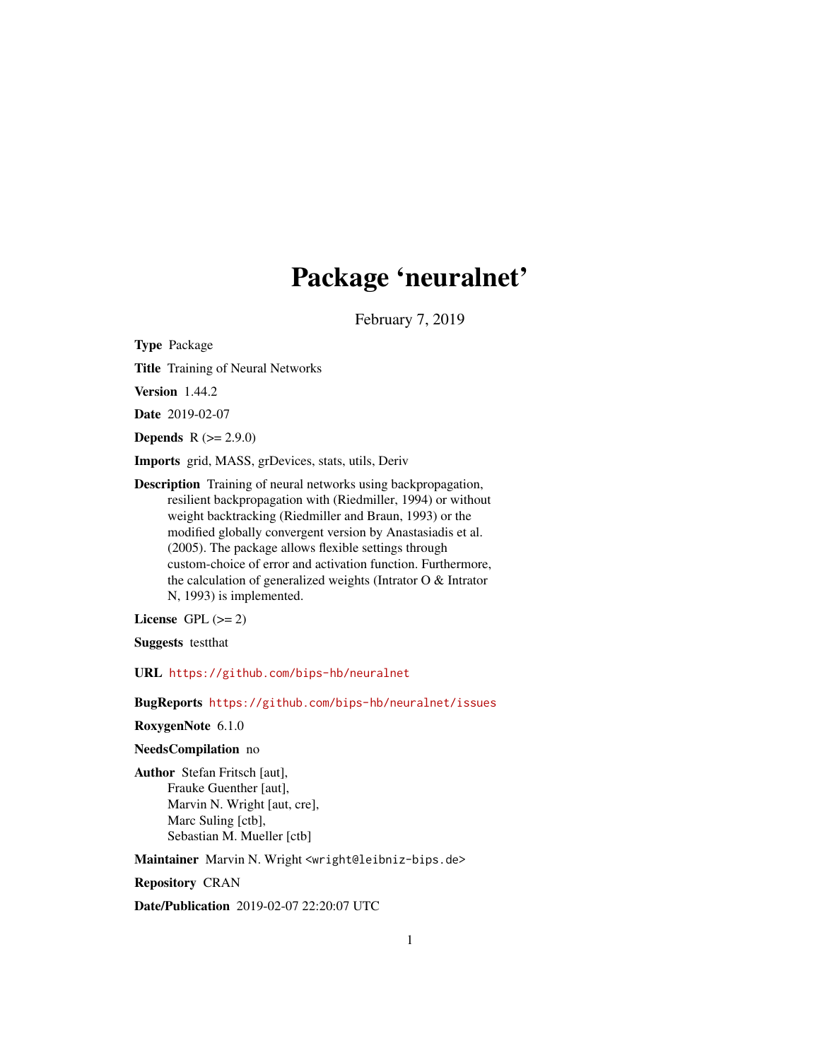# Package 'neuralnet'

February 7, 2019

**Type** Package

**Title** Training of Neural Networks

**Version** 1.44.2

**Date** 2019-02-07

**Depends** R (>= 2.9.0)

**Imports** grid, MASS, grDevices, stats, utils, Deriv

**Description** Training of neural networks using backpropagation, resilient backpropagation with (Riedmiller, 1994) or without weight backtracking (Riedmiller and Braun, 1993) or the modified globally convergent version by Anastasiadis et al. (2005). The package allows flexible settings through custom-choice of error and activation function. Furthermore, the calculation of generalized weights (Intrator O & Intrator N, 1993) is implemented.

**License** GPL (>= 2)

**Suggests** testthat

**URL** https://github.com/bips-hb/neuralnet

**BugReports** https://github.com/bips-hb/neuralnet/issues

**RoxygenNote** 6.1.0

**NeedsCompilation** no

**Author** Stefan Fritsch [aut],
Frauke Guenther [aut],
Marvin N. Wright [aut, cre],
Marc Suling [ctb],
Sebastian M. Mueller [ctb]

**Maintainer** Marvin N. Wright <wright@leibniz-bips.de>

**Repository** CRAN

**Date/Publication** 2019-02-07 22:20:07 UTC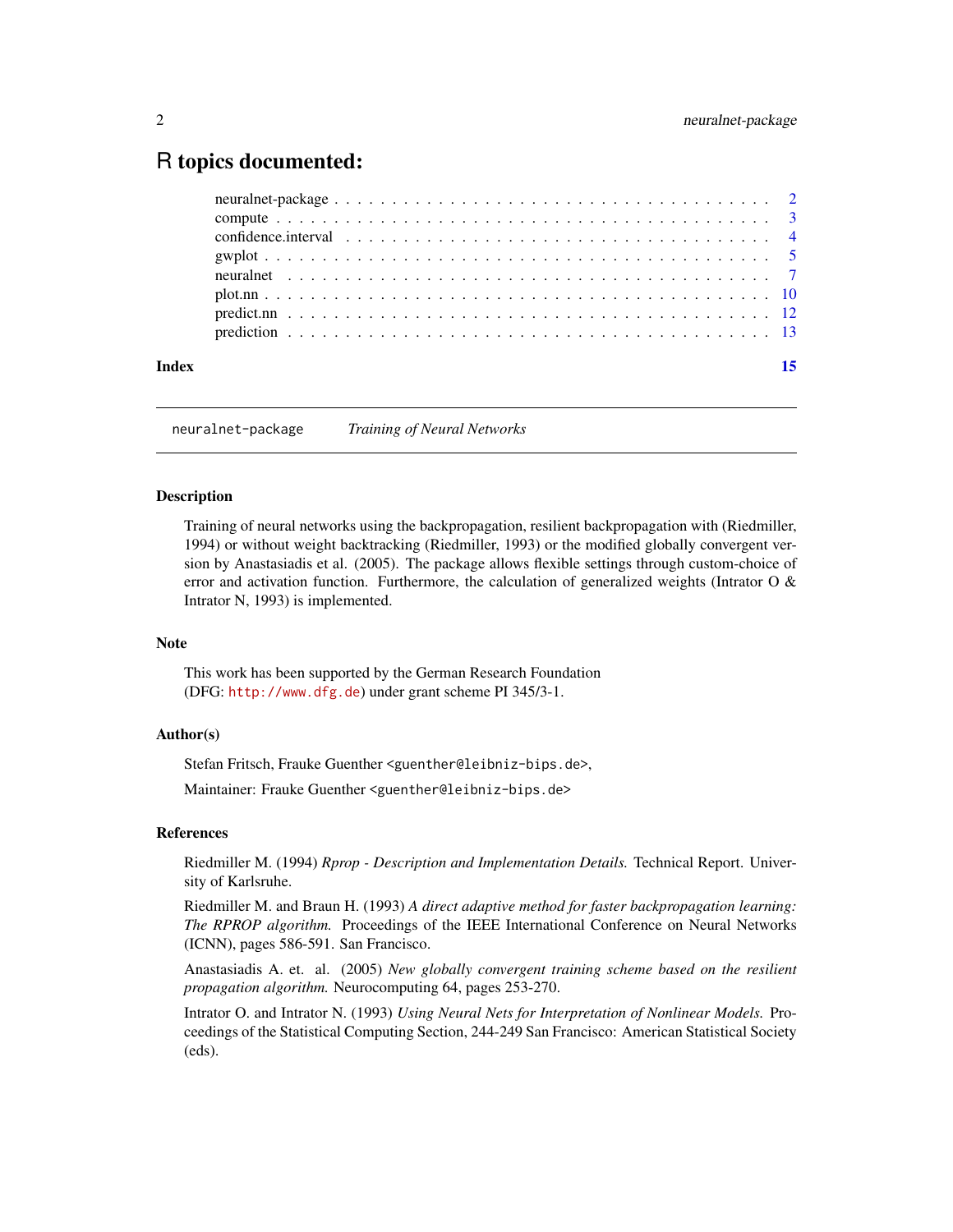# R topics documented:

| | |
|---|---|
| neuralnet-package | 2 |
| compute | 3 |
| confidence.interval | 4 |
| gwplot | 5 |
| neuralnet | 7 |
| plot.nn | 10 |
| predict.nn | 12 |
| prediction | 13 |
| **Index** | **15** |

---

`neuralnet-package` *Training of Neural Networks*

---

## Description

Training of neural networks using the backpropagation, resilient backpropagation with (Riedmiller, 1994) or without weight backtracking (Riedmiller, 1993) or the modified globally convergent version by Anastasiadis et al. (2005). The package allows flexible settings through custom-choice of error and activation function. Furthermore, the calculation of generalized weights (Intrator O & Intrator N, 1993) is implemented.

## Note

This work has been supported by the German Research Foundation
(DFG: `http://www.dfg.de`) under grant scheme PI 345/3-1.

## Author(s)

Stefan Fritsch, Frauke Guenther <guenther@leibniz-bips.de>,

Maintainer: Frauke Guenther <guenther@leibniz-bips.de>

## References

Riedmiller M. (1994) *Rprop - Description and Implementation Details.* Technical Report. University of Karlsruhe.

Riedmiller M. and Braun H. (1993) *A direct adaptive method for faster backpropagation learning: The RPROP algorithm.* Proceedings of the IEEE International Conference on Neural Networks (ICNN), pages 586-591. San Francisco.

Anastasiadis A. et. al. (2005) *New globally convergent training scheme based on the resilient propagation algorithm.* Neurocomputing 64, pages 253-270.

Intrator O. and Intrator N. (1993) *Using Neural Nets for Interpretation of Nonlinear Models.* Proceedings of the Statistical Computing Section, 244-249 San Francisco: American Statistical Society (eds).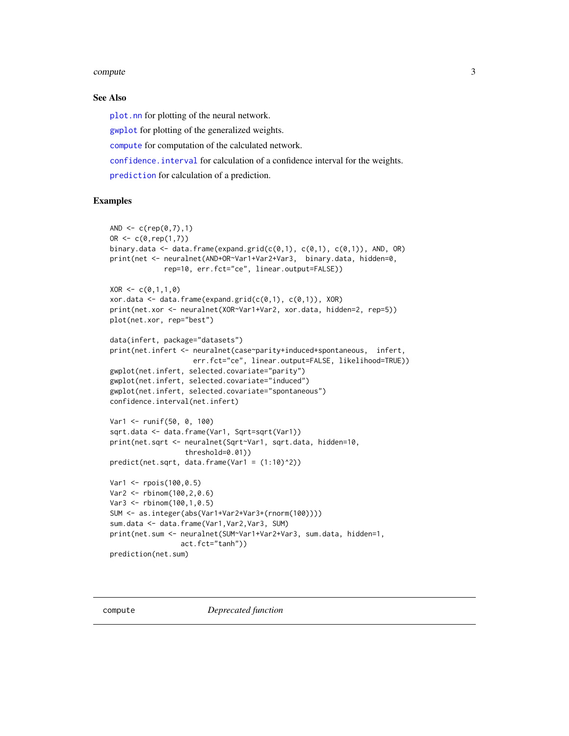### See Also

`plot.nn` for plotting of the neural network.

`gwplot` for plotting of the generalized weights.

`compute` for computation of the calculated network.

`confidence.interval` for calculation of a confidence interval for the weights.

`prediction` for calculation of a prediction.

### Examples

```
AND <- c(rep(0,7),1)
OR <- c(0,rep(1,7))
binary.data <- data.frame(expand.grid(c(0,1), c(0,1), c(0,1)), AND, OR)
print(net <- neuralnet(AND+OR~Var1+Var2+Var3,  binary.data, hidden=0,
             rep=10, err.fct="ce", linear.output=FALSE))

XOR <- c(0,1,1,0)
xor.data <- data.frame(expand.grid(c(0,1), c(0,1)), XOR)
print(net.xor <- neuralnet(XOR~Var1+Var2, xor.data, hidden=2, rep=5))
plot(net.xor, rep="best")

data(infert, package="datasets")
print(net.infert <- neuralnet(case~parity+induced+spontaneous,  infert,
                    err.fct="ce", linear.output=FALSE, likelihood=TRUE))
gwplot(net.infert, selected.covariate="parity")
gwplot(net.infert, selected.covariate="induced")
gwplot(net.infert, selected.covariate="spontaneous")
confidence.interval(net.infert)

Var1 <- runif(50, 0, 100)
sqrt.data <- data.frame(Var1, Sqrt=sqrt(Var1))
print(net.sqrt <- neuralnet(Sqrt~Var1, sqrt.data, hidden=10,
                  threshold=0.01))
predict(net.sqrt, data.frame(Var1 = (1:10)^2))

Var1 <- rpois(100,0.5)
Var2 <- rbinom(100,2,0.6)
Var3 <- rbinom(100,1,0.5)
SUM <- as.integer(abs(Var1+Var2+Var3+(rnorm(100))))
sum.data <- data.frame(Var1,Var2,Var3, SUM)
print(net.sum <- neuralnet(SUM~Var1+Var2+Var3, sum.data, hidden=1,
                 act.fct="tanh"))
prediction(net.sum)
```

---

`compute` *Deprecated function*

---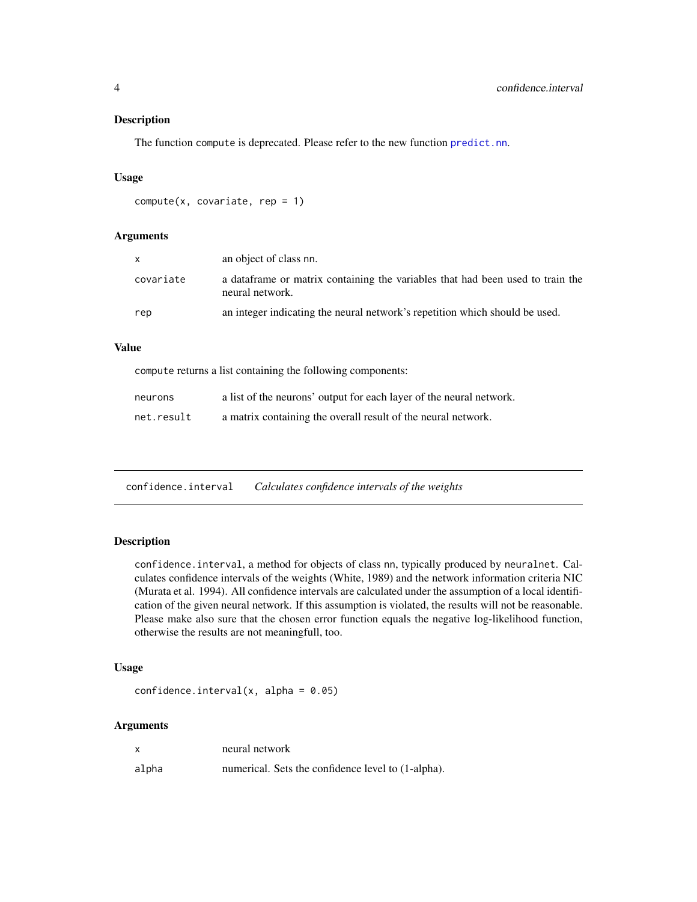### Description

The function compute is deprecated. Please refer to the new function predict.nn.

### Usage

```
compute(x, covariate, rep = 1)
```

### Arguments

| | |
|---|---|
| x | an object of class nn. |
| covariate | a dataframe or matrix containing the variables that had been used to train the neural network. |
| rep | an integer indicating the neural network's repetition which should be used. |

### Value

compute returns a list containing the following components:

| | |
|---|---|
| neurons | a list of the neurons' output for each layer of the neural network. |
| net.result | a matrix containing the overall result of the neural network. |

---

## confidence.interval *Calculates confidence intervals of the weights*

---

### Description

confidence.interval, a method for objects of class nn, typically produced by neuralnet. Calculates confidence intervals of the weights (White, 1989) and the network information criteria NIC (Murata et al. 1994). All confidence intervals are calculated under the assumption of a local identification of the given neural network. If this assumption is violated, the results will not be reasonable. Please make also sure that the chosen error function equals the negative log-likelihood function, otherwise the results are not meaningfull, too.

### Usage

```
confidence.interval(x, alpha = 0.05)
```

### Arguments

| | |
|---|---|
| x | neural network |
| alpha | numerical. Sets the confidence level to (1-alpha). |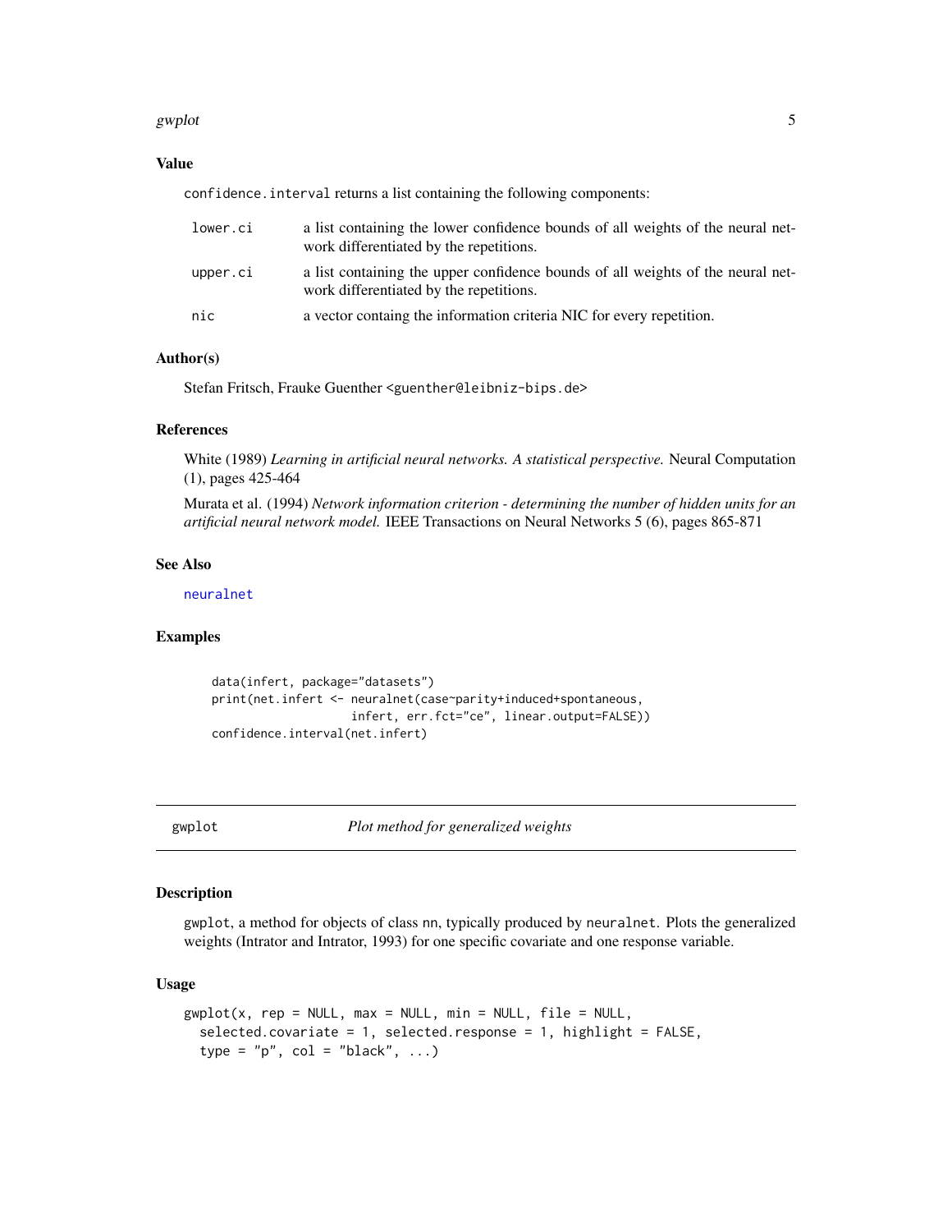### Value

confidence.interval returns a list containing the following components:

- `lower.ci` — a list containing the lower confidence bounds of all weights of the neural network differentiated by the repetitions.
- `upper.ci` — a list containing the upper confidence bounds of all weights of the neural network differentiated by the repetitions.
- `nic` — a vector containg the information criteria NIC for every repetition.

### Author(s)

Stefan Fritsch, Frauke Guenther <guenther@leibniz-bips.de>

### References

White (1989) *Learning in artificial neural networks. A statistical perspective.* Neural Computation (1), pages 425-464

Murata et al. (1994) *Network information criterion - determining the number of hidden units for an artificial neural network model.* IEEE Transactions on Neural Networks 5 (6), pages 865-871

### See Also

neuralnet

### Examples

```
data(infert, package="datasets")
print(net.infert <- neuralnet(case~parity+induced+spontaneous,
                    infert, err.fct="ce", linear.output=FALSE))
confidence.interval(net.infert)
```

---

## gwplot — *Plot method for generalized weights*

### Description

gwplot, a method for objects of class nn, typically produced by neuralnet. Plots the generalized weights (Intrator and Intrator, 1993) for one specific covariate and one response variable.

### Usage

```
gwplot(x, rep = NULL, max = NULL, min = NULL, file = NULL,
  selected.covariate = 1, selected.response = 1, highlight = FALSE,
  type = "p", col = "black", ...)
```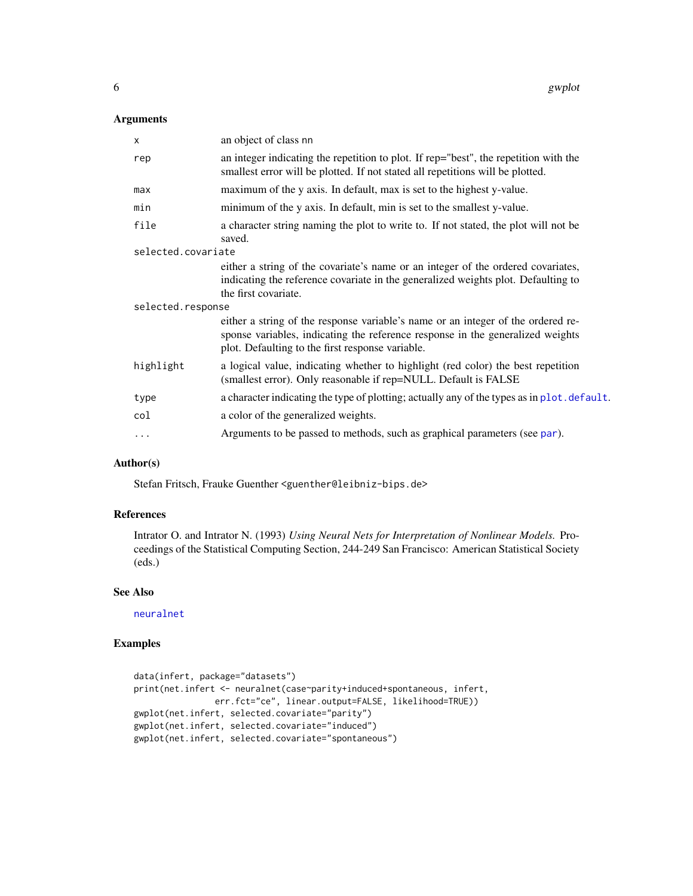### Arguments

| | |
|---|---|
| `x` | an object of class `nn` |
| `rep` | an integer indicating the repetition to plot. If rep="best", the repetition with the smallest error will be plotted. If not stated all repetitions will be plotted. |
| `max` | maximum of the y axis. In default, max is set to the highest y-value. |
| `min` | minimum of the y axis. In default, min is set to the smallest y-value. |
| `file` | a character string naming the plot to write to. If not stated, the plot will not be saved. |
| `selected.covariate` | either a string of the covariate's name or an integer of the ordered covariates, indicating the reference covariate in the generalized weights plot. Defaulting to the first covariate. |
| `selected.response` | either a string of the response variable's name or an integer of the ordered response variables, indicating the reference response in the generalized weights plot. Defaulting to the first response variable. |
| `highlight` | a logical value, indicating whether to highlight (red color) the best repetition (smallest error). Only reasonable if rep=NULL. Default is FALSE |
| `type` | a character indicating the type of plotting; actually any of the types as in `plot.default`. |
| `col` | a color of the generalized weights. |
| `...` | Arguments to be passed to methods, such as graphical parameters (see `par`). |

### Author(s)

Stefan Fritsch, Frauke Guenther <guenther@leibniz-bips.de>

### References

Intrator O. and Intrator N. (1993) *Using Neural Nets for Interpretation of Nonlinear Models.* Proceedings of the Statistical Computing Section, 244-249 San Francisco: American Statistical Society (eds.)

### See Also

`neuralnet`

### Examples

```
data(infert, package="datasets")
print(net.infert <- neuralnet(case~parity+induced+spontaneous, infert,
                err.fct="ce", linear.output=FALSE, likelihood=TRUE))
gwplot(net.infert, selected.covariate="parity")
gwplot(net.infert, selected.covariate="induced")
gwplot(net.infert, selected.covariate="spontaneous")
```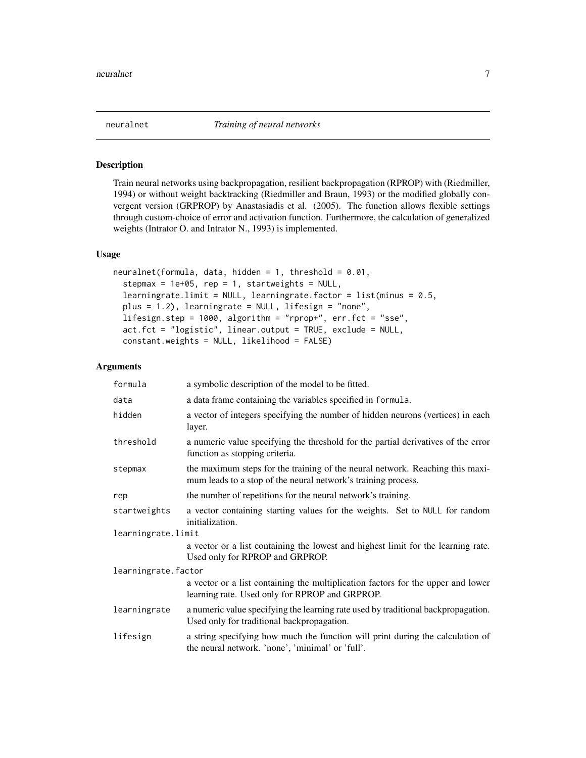## neuralnet — *Training of neural networks*

### Description

Train neural networks using backpropagation, resilient backpropagation (RPROP) with (Riedmiller, 1994) or without weight backtracking (Riedmiller and Braun, 1993) or the modified globally convergent version (GRPROP) by Anastasiadis et al. (2005). The function allows flexible settings through custom-choice of error and activation function. Furthermore, the calculation of generalized weights (Intrator O. and Intrator N., 1993) is implemented.

### Usage

```
neuralnet(formula, data, hidden = 1, threshold = 0.01,
  stepmax = 1e+05, rep = 1, startweights = NULL,
  learningrate.limit = NULL, learningrate.factor = list(minus = 0.5,
  plus = 1.2), learningrate = NULL, lifesign = "none",
  lifesign.step = 1000, algorithm = "rprop+", err.fct = "sse",
  act.fct = "logistic", linear.output = TRUE, exclude = NULL,
  constant.weights = NULL, likelihood = FALSE)
```

### Arguments

| Argument | Description |
|---|---|
| `formula` | a symbolic description of the model to be fitted. |
| `data` | a data frame containing the variables specified in `formula`. |
| `hidden` | a vector of integers specifying the number of hidden neurons (vertices) in each layer. |
| `threshold` | a numeric value specifying the threshold for the partial derivatives of the error function as stopping criteria. |
| `stepmax` | the maximum steps for the training of the neural network. Reaching this maximum leads to a stop of the neural network's training process. |
| `rep` | the number of repetitions for the neural network's training. |
| `startweights` | a vector containing starting values for the weights. Set to `NULL` for random initialization. |
| `learningrate.limit` | a vector or a list containing the lowest and highest limit for the learning rate. Used only for RPROP and GRPROP. |
| `learningrate.factor` | a vector or a list containing the multiplication factors for the upper and lower learning rate. Used only for RPROP and GRPROP. |
| `learningrate` | a numeric value specifying the learning rate used by traditional backpropagation. Used only for traditional backpropagation. |
| `lifesign` | a string specifying how much the function will print during the calculation of the neural network. 'none', 'minimal' or 'full'. |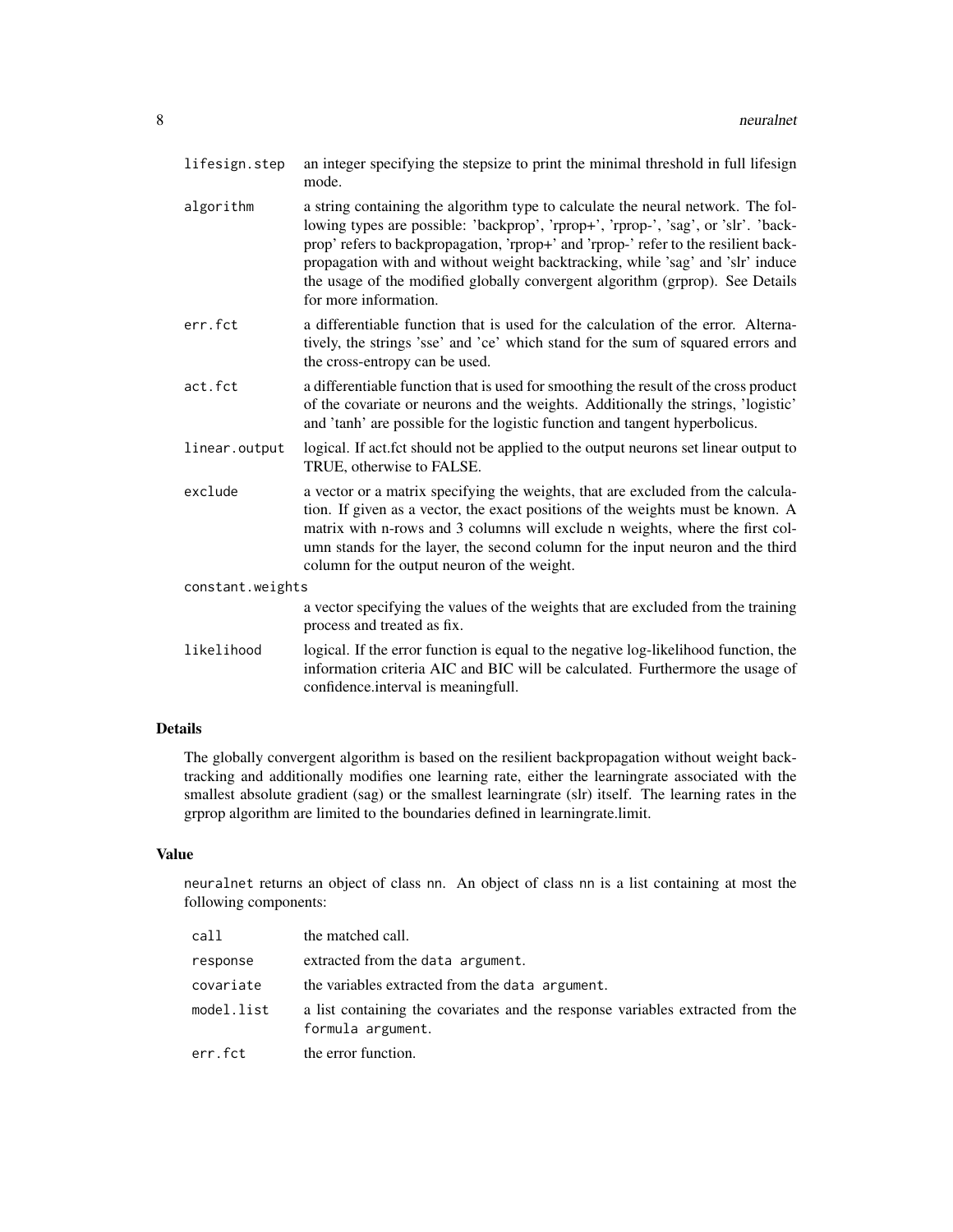`lifesign.step`
: an integer specifying the stepsize to print the minimal threshold in full lifesign mode.

`algorithm`
: a string containing the algorithm type to calculate the neural network. The following types are possible: 'backprop', 'rprop+', 'rprop-', 'sag', or 'slr'. 'backprop' refers to backpropagation, 'rprop+' and 'rprop-' refer to the resilient backpropagation with and without weight backtracking, while 'sag' and 'slr' induce the usage of the modified globally convergent algorithm (grprop). See Details for more information.

`err.fct`
: a differentiable function that is used for the calculation of the error. Alternatively, the strings 'sse' and 'ce' which stand for the sum of squared errors and the cross-entropy can be used.

`act.fct`
: a differentiable function that is used for smoothing the result of the cross product of the covariate or neurons and the weights. Additionally the strings, 'logistic' and 'tanh' are possible for the logistic function and tangent hyperbolicus.

`linear.output`
: logical. If act.fct should not be applied to the output neurons set linear output to TRUE, otherwise to FALSE.

`exclude`
: a vector or a matrix specifying the weights, that are excluded from the calculation. If given as a vector, the exact positions of the weights must be known. A matrix with n-rows and 3 columns will exclude n weights, where the first column stands for the layer, the second column for the input neuron and the third column for the output neuron of the weight.

`constant.weights`
: a vector specifying the values of the weights that are excluded from the training process and treated as fix.

`likelihood`
: logical. If the error function is equal to the negative log-likelihood function, the information criteria AIC and BIC will be calculated. Furthermore the usage of confidence.interval is meaningfull.

## Details

The globally convergent algorithm is based on the resilient backpropagation without weight backtracking and additionally modifies one learning rate, either the learningrate associated with the smallest absolute gradient (sag) or the smallest learningrate (slr) itself. The learning rates in the grprop algorithm are limited to the boundaries defined in learningrate.limit.

## Value

`neuralnet` returns an object of class `nn`. An object of class `nn` is a list containing at most the following components:

`call`
: the matched call.

`response`
: extracted from the `data argument`.

`covariate`
: the variables extracted from the `data argument`.

`model.list`
: a list containing the covariates and the response variables extracted from the `formula argument`.

`err.fct`
: the error function.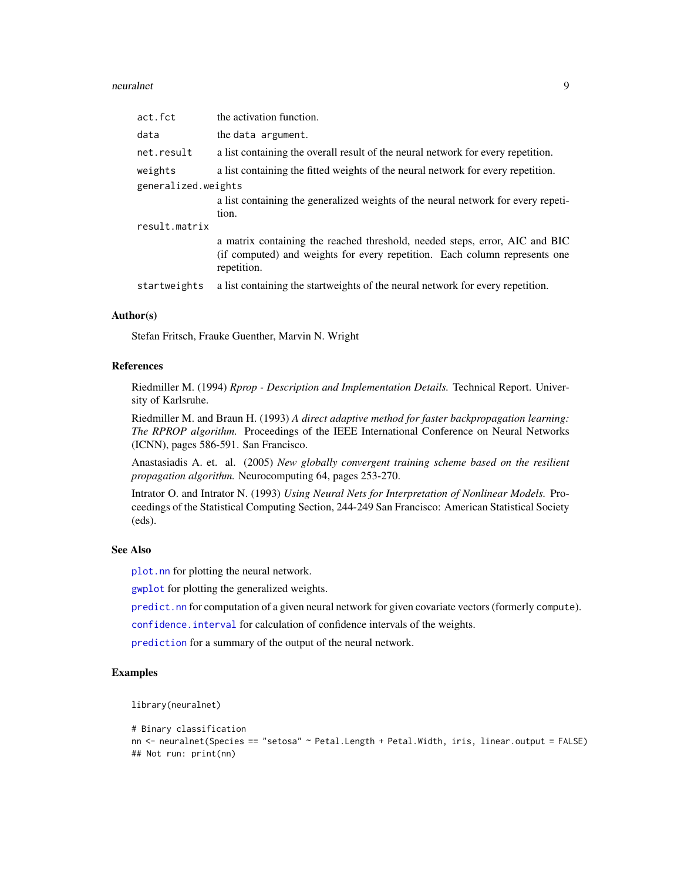| | |
|---|---|
| `act.fct` | the activation function. |
| `data` | the `data argument`. |
| `net.result` | a list containing the overall result of the neural network for every repetition. |
| `weights` | a list containing the fitted weights of the neural network for every repetition. |
| `generalized.weights` | a list containing the generalized weights of the neural network for every repetition. |
| `result.matrix` | a matrix containing the reached threshold, needed steps, error, AIC and BIC (if computed) and weights for every repetition. Each column represents one repetition. |
| `startweights` | a list containing the startweights of the neural network for every repetition. |

### Author(s)

Stefan Fritsch, Frauke Guenther, Marvin N. Wright

### References

Riedmiller M. (1994) *Rprop - Description and Implementation Details.* Technical Report. University of Karlsruhe.

Riedmiller M. and Braun H. (1993) *A direct adaptive method for faster backpropagation learning: The RPROP algorithm.* Proceedings of the IEEE International Conference on Neural Networks (ICNN), pages 586-591. San Francisco.

Anastasiadis A. et. al. (2005) *New globally convergent training scheme based on the resilient propagation algorithm.* Neurocomputing 64, pages 253-270.

Intrator O. and Intrator N. (1993) *Using Neural Nets for Interpretation of Nonlinear Models.* Proceedings of the Statistical Computing Section, 244-249 San Francisco: American Statistical Society (eds).

### See Also

`plot.nn` for plotting the neural network.

`gwplot` for plotting the generalized weights.

`predict.nn` for computation of a given neural network for given covariate vectors (formerly `compute`).

`confidence.interval` for calculation of confidence intervals of the weights.

`prediction` for a summary of the output of the neural network.

### Examples

```
library(neuralnet)

# Binary classification
nn <- neuralnet(Species == "setosa" ~ Petal.Length + Petal.Width, iris, linear.output = FALSE)
## Not run: print(nn)
```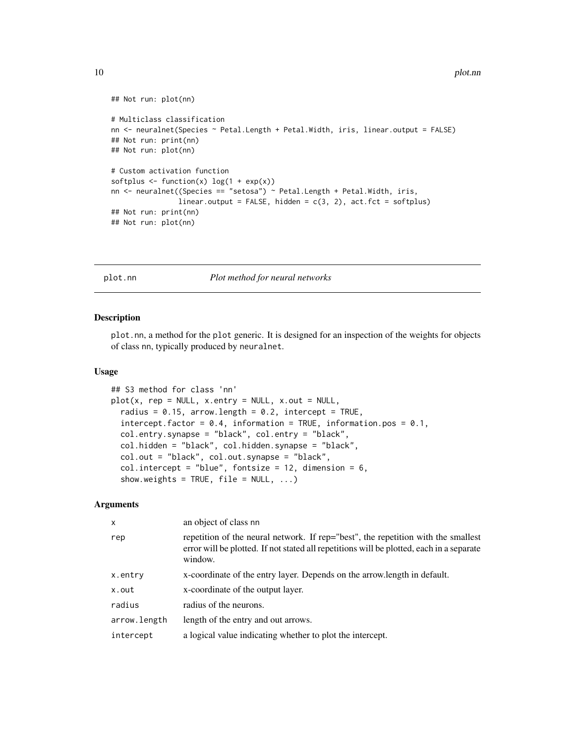```
## Not run: plot(nn)

# Multiclass classification
nn <- neuralnet(Species ~ Petal.Length + Petal.Width, iris, linear.output = FALSE)
## Not run: print(nn)
## Not run: plot(nn)

# Custom activation function
softplus <- function(x) log(1 + exp(x))
nn <- neuralnet((Species == "setosa") ~ Petal.Length + Petal.Width, iris,
                linear.output = FALSE, hidden = c(3, 2), act.fct = softplus)
## Not run: print(nn)
## Not run: plot(nn)
```

---

## plot.nn — *Plot method for neural networks*

---

### Description

plot.nn, a method for the plot generic. It is designed for an inspection of the weights for objects of class nn, typically produced by neuralnet.

### Usage

```
## S3 method for class 'nn'
plot(x, rep = NULL, x.entry = NULL, x.out = NULL,
  radius = 0.15, arrow.length = 0.2, intercept = TRUE,
  intercept.factor = 0.4, information = TRUE, information.pos = 0.1,
  col.entry.synapse = "black", col.entry = "black",
  col.hidden = "black", col.hidden.synapse = "black",
  col.out = "black", col.out.synapse = "black",
  col.intercept = "blue", fontsize = 12, dimension = 6,
  show.weights = TRUE, file = NULL, ...)
```

### Arguments

| | |
|---|---|
| x | an object of class nn |
| rep | repetition of the neural network. If rep="best", the repetition with the smallest error will be plotted. If not stated all repetitions will be plotted, each in a separate window. |
| x.entry | x-coordinate of the entry layer. Depends on the arrow.length in default. |
| x.out | x-coordinate of the output layer. |
| radius | radius of the neurons. |
| arrow.length | length of the entry and out arrows. |
| intercept | a logical value indicating whether to plot the intercept. |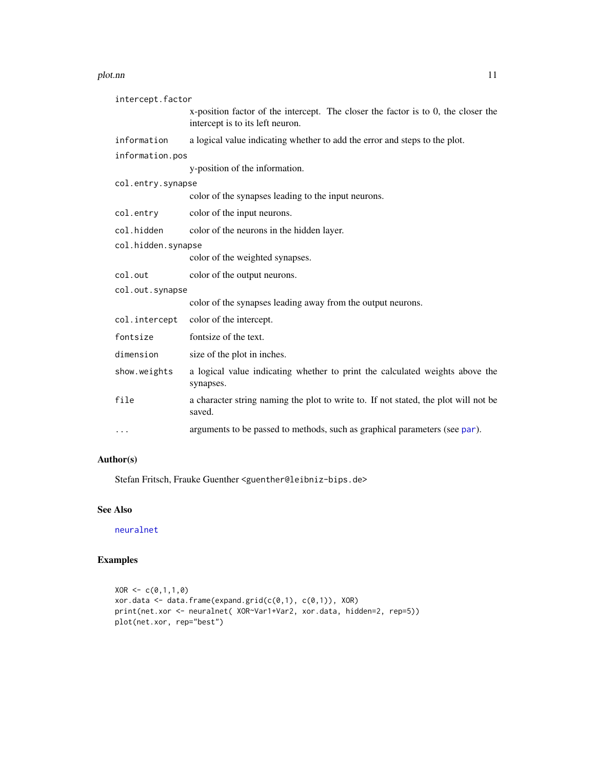| | |
|---|---|
| `intercept.factor` | x-position factor of the intercept. The closer the factor is to 0, the closer the intercept is to its left neuron. |
| `information` | a logical value indicating whether to add the error and steps to the plot. |
| `information.pos` | y-position of the information. |
| `col.entry.synapse` | color of the synapses leading to the input neurons. |
| `col.entry` | color of the input neurons. |
| `col.hidden` | color of the neurons in the hidden layer. |
| `col.hidden.synapse` | color of the weighted synapses. |
| `col.out` | color of the output neurons. |
| `col.out.synapse` | color of the synapses leading away from the output neurons. |
| `col.intercept` | color of the intercept. |
| `fontsize` | fontsize of the text. |
| `dimension` | size of the plot in inches. |
| `show.weights` | a logical value indicating whether to print the calculated weights above the synapses. |
| `file` | a character string naming the plot to write to. If not stated, the plot will not be saved. |
| `...` | arguments to be passed to methods, such as graphical parameters (see par). |

## Author(s)

Stefan Fritsch, Frauke Guenther <guenther@leibniz-bips.de>

## See Also

neuralnet

## Examples

```
XOR <- c(0,1,1,0)
xor.data <- data.frame(expand.grid(c(0,1), c(0,1)), XOR)
print(net.xor <- neuralnet( XOR~Var1+Var2, xor.data, hidden=2, rep=5))
plot(net.xor, rep="best")
```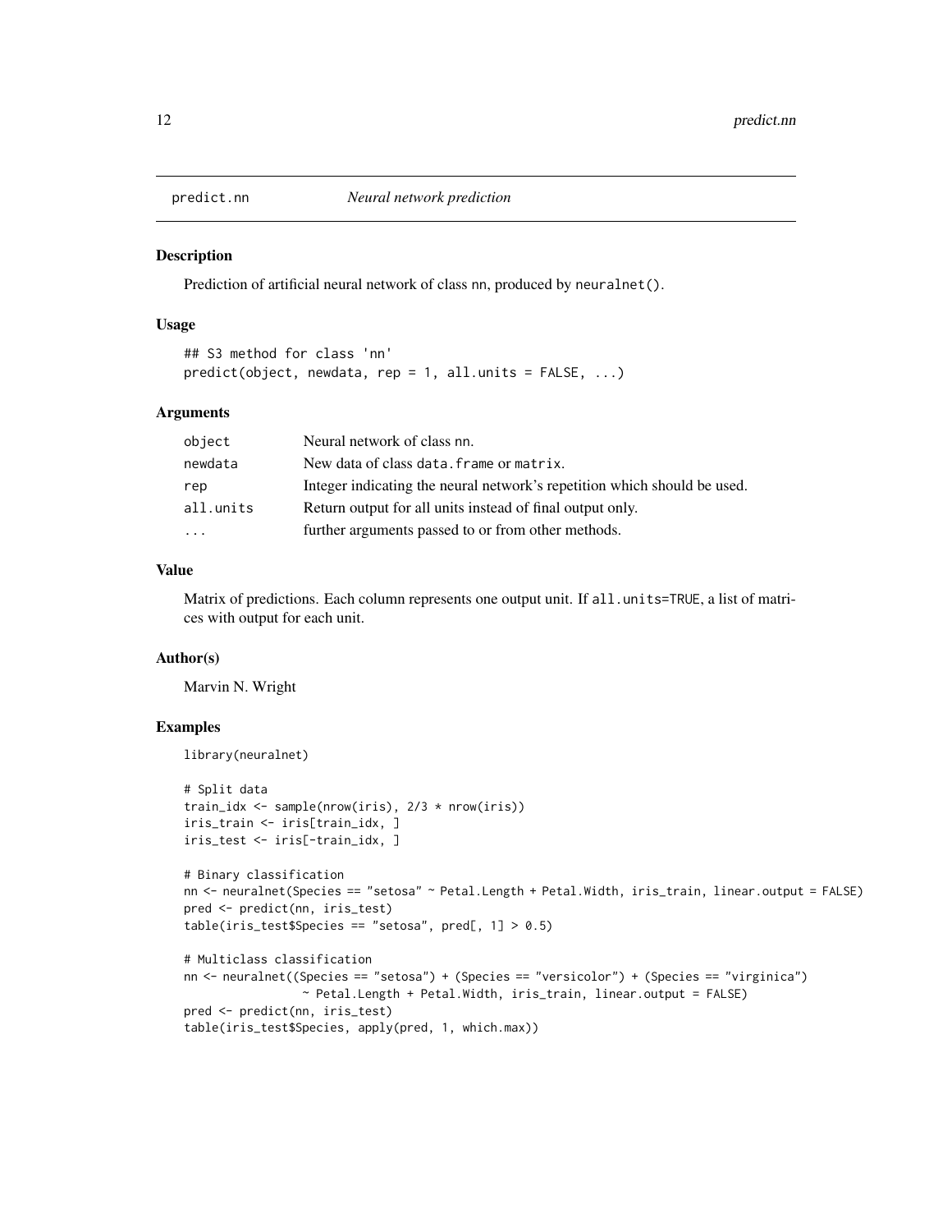# predict.nn — *Neural network prediction*

## Description

Prediction of artificial neural network of class nn, produced by `neuralnet()`.

## Usage

```
## S3 method for class 'nn'
predict(object, newdata, rep = 1, all.units = FALSE, ...)
```

## Arguments

| | |
|---|---|
| object | Neural network of class nn. |
| newdata | New data of class `data.frame` or `matrix`. |
| rep | Integer indicating the neural network's repetition which should be used. |
| all.units | Return output for all units instead of final output only. |
| ... | further arguments passed to or from other methods. |

## Value

Matrix of predictions. Each column represents one output unit. If `all.units=TRUE`, a list of matrices with output for each unit.

## Author(s)

Marvin N. Wright

## Examples

```
library(neuralnet)

# Split data
train_idx <- sample(nrow(iris), 2/3 * nrow(iris))
iris_train <- iris[train_idx, ]
iris_test <- iris[-train_idx, ]

# Binary classification
nn <- neuralnet(Species == "setosa" ~ Petal.Length + Petal.Width, iris_train, linear.output = FALSE)
pred <- predict(nn, iris_test)
table(iris_test$Species == "setosa", pred[, 1] > 0.5)

# Multiclass classification
nn <- neuralnet((Species == "setosa") + (Species == "versicolor") + (Species == "virginica")
                ~ Petal.Length + Petal.Width, iris_train, linear.output = FALSE)
pred <- predict(nn, iris_test)
table(iris_test$Species, apply(pred, 1, which.max))
```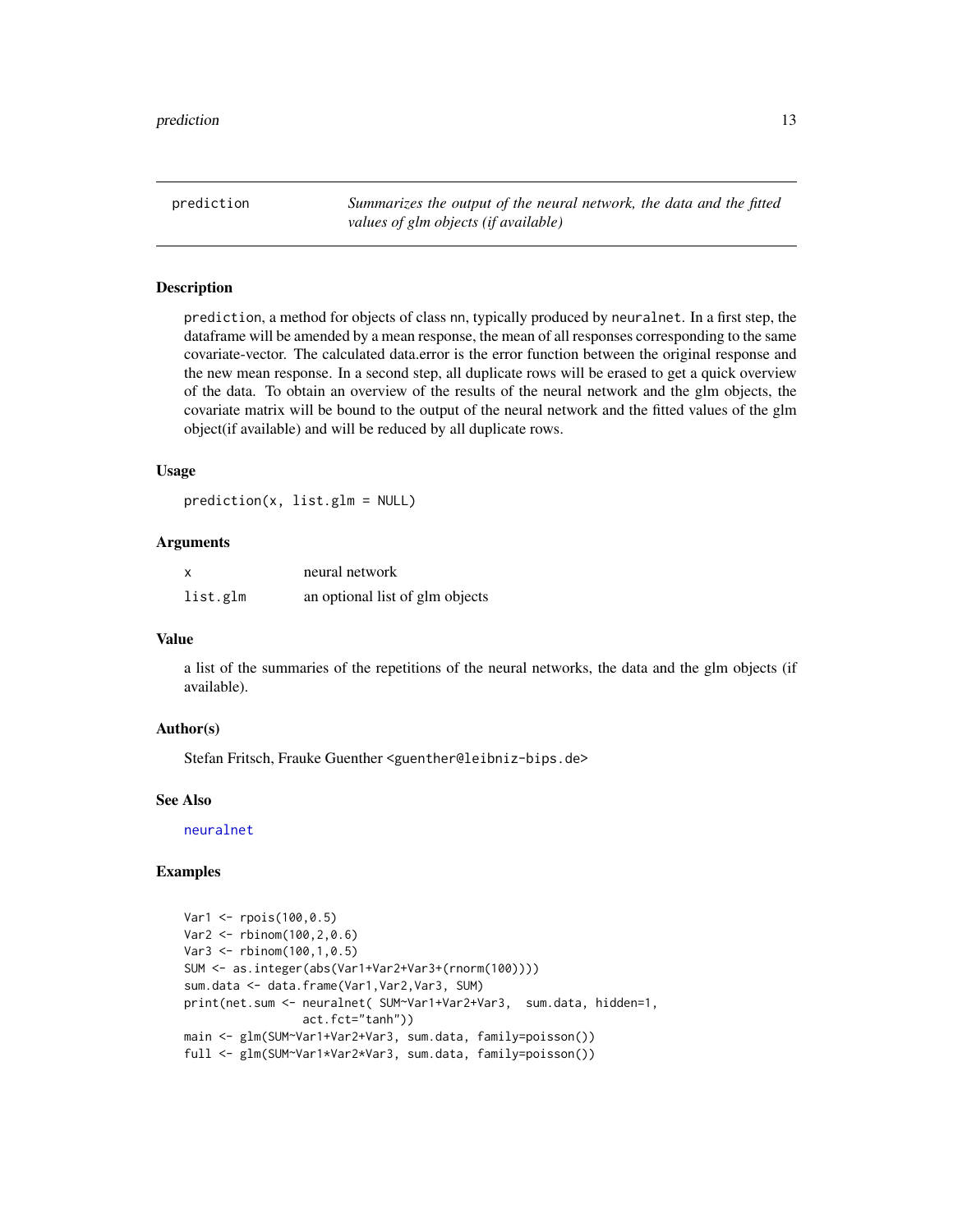## prediction — *Summarizes the output of the neural network, the data and the fitted values of glm objects (if available)*

### Description

prediction, a method for objects of class nn, typically produced by neuralnet. In a first step, the dataframe will be amended by a mean response, the mean of all responses corresponding to the same covariate-vector. The calculated data.error is the error function between the original response and the new mean response. In a second step, all duplicate rows will be erased to get a quick overview of the data. To obtain an overview of the results of the neural network and the glm objects, the covariate matrix will be bound to the output of the neural network and the fitted values of the glm object(if available) and will be reduced by all duplicate rows.

### Usage

```
prediction(x, list.glm = NULL)
```

### Arguments

| | |
|---|---|
| x | neural network |
| list.glm | an optional list of glm objects |

### Value

a list of the summaries of the repetitions of the neural networks, the data and the glm objects (if available).

### Author(s)

Stefan Fritsch, Frauke Guenther <guenther@leibniz-bips.de>

### See Also

neuralnet

### Examples

```
Var1 <- rpois(100,0.5)
Var2 <- rbinom(100,2,0.6)
Var3 <- rbinom(100,1,0.5)
SUM <- as.integer(abs(Var1+Var2+Var3+(rnorm(100))))
sum.data <- data.frame(Var1,Var2,Var3, SUM)
print(net.sum <- neuralnet( SUM~Var1+Var2+Var3,  sum.data, hidden=1,
                 act.fct="tanh"))
main <- glm(SUM~Var1+Var2+Var3, sum.data, family=poisson())
full <- glm(SUM~Var1*Var2*Var3, sum.data, family=poisson())
```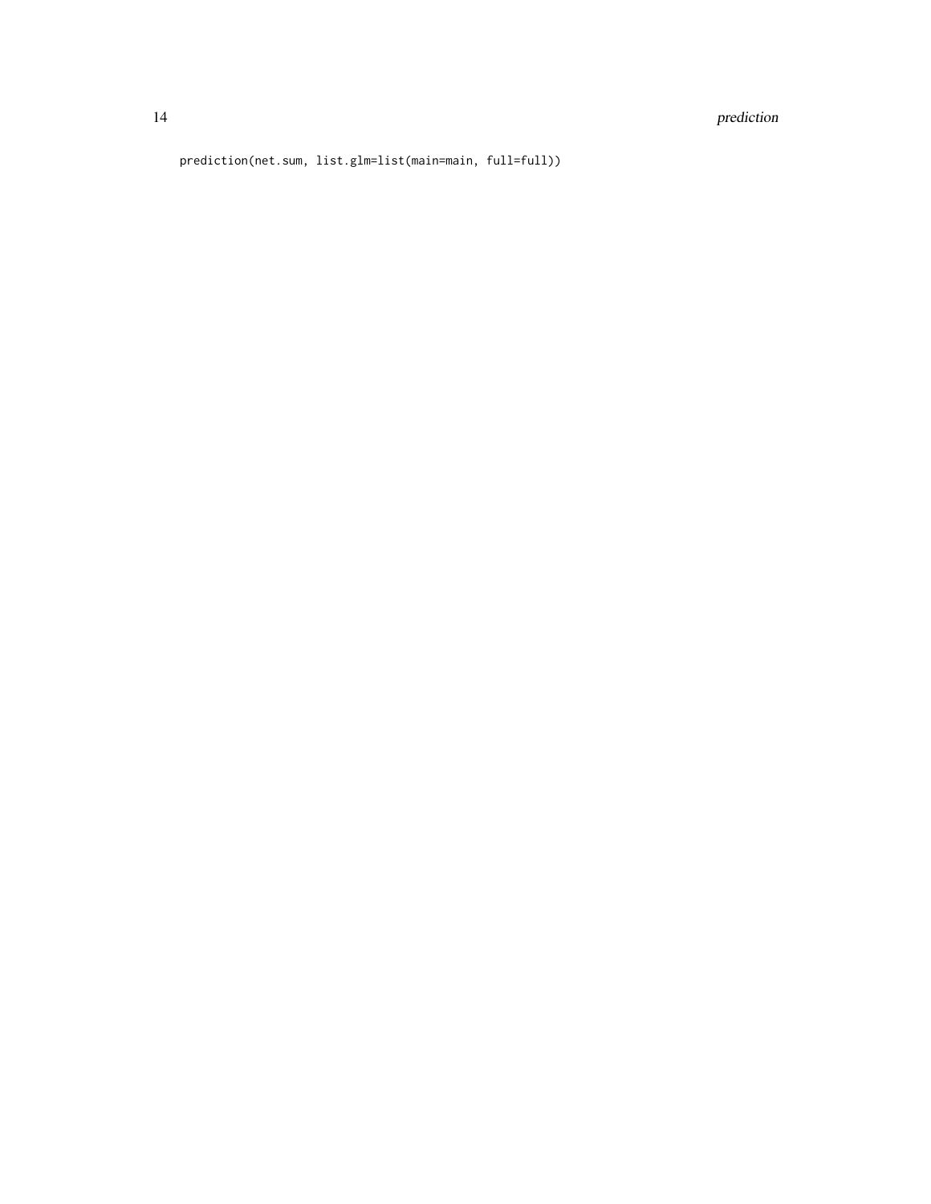```
prediction(net.sum, list.glm=list(main=main, full=full))
```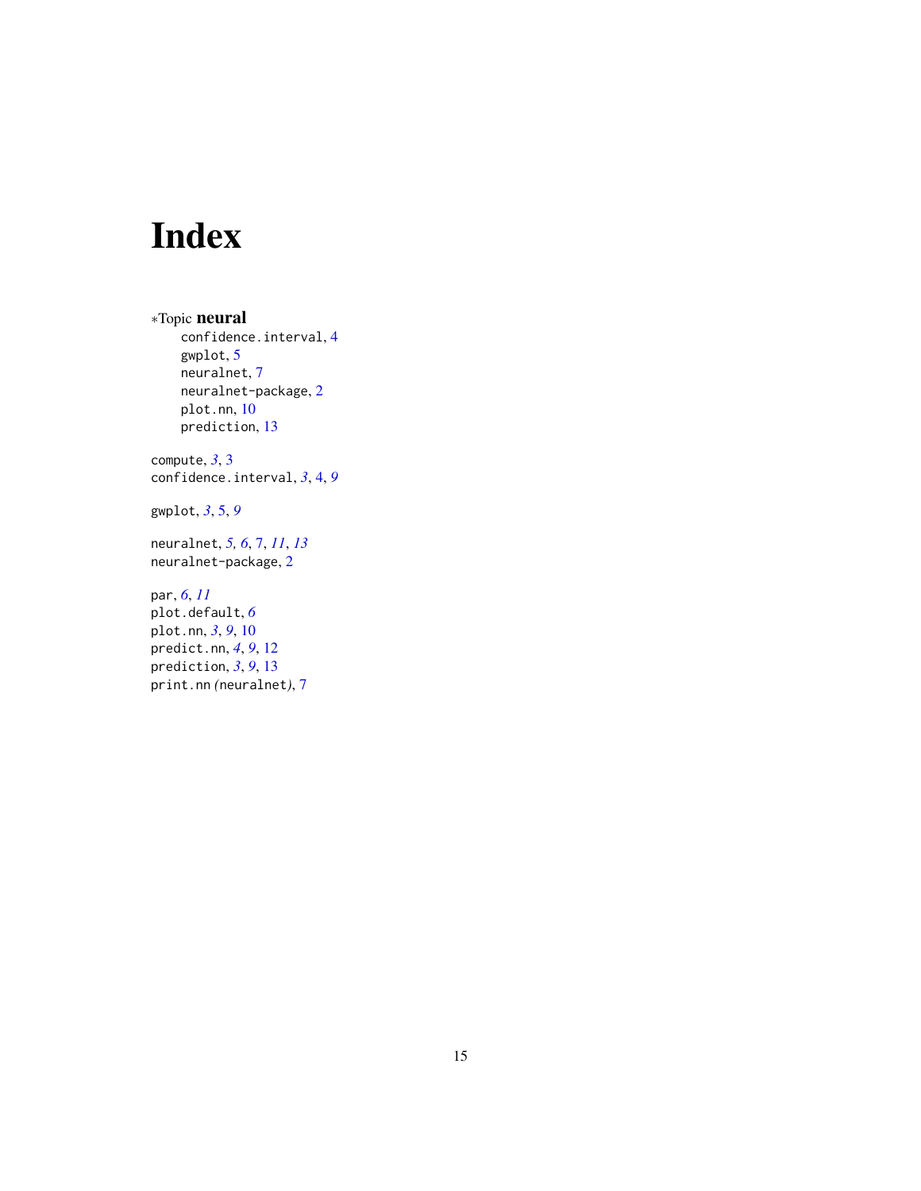# Index

*Topic **neural**

- confidence.interval, 4
- gwplot, 5
- neuralnet, 7
- neuralnet-package, 2
- plot.nn, 10
- prediction, 13

compute, *3*, 3
confidence.interval, *3*, 4, *9*

gwplot, *3*, 5, *9*

neuralnet, *5, 6*, 7, *11*, *13*
neuralnet-package, 2

par, *6*, *11*
plot.default, *6*
plot.nn, *3*, *9*, 10
predict.nn, *4*, *9*, 12
prediction, *3*, *9*, 13
print.nn *(*neuralnet*)*, 7